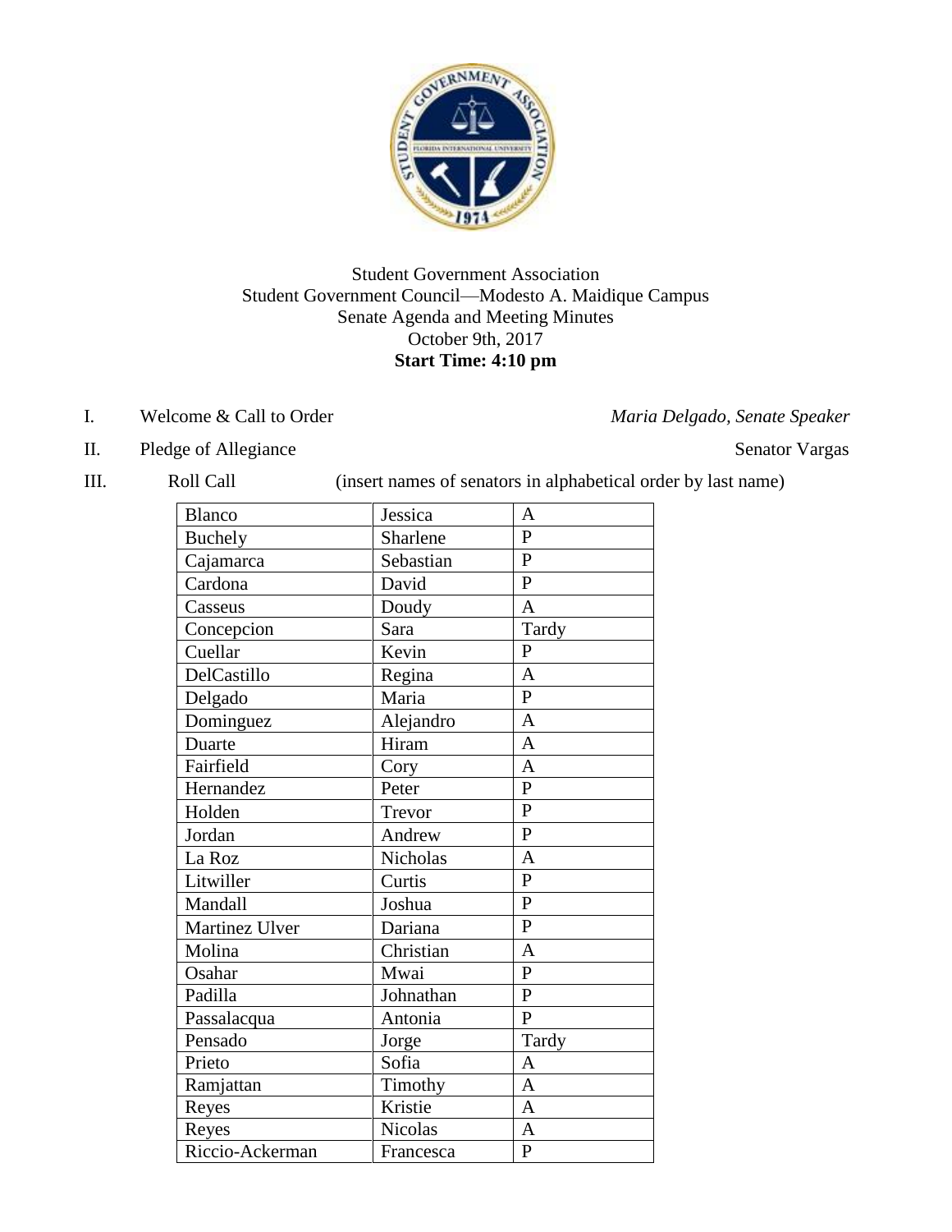Student Government Association
Student Government Council—Modesto A. Maidique Campus
Senate Agenda and Meeting Minutes
October 9th, 2017
**Start Time: 4:10 pm**

I. Welcome & Call to Order — *Maria Delgado, Senate Speaker*

II. Pledge of Allegiance — Senator Vargas

III. Roll Call (insert names of senators in alphabetical order by last name)

| Last Name | First Name | Status |
|---|---|---|
| Blanco | Jessica | A |
| Buchely | Sharlene | P |
| Cajamarca | Sebastian | P |
| Cardona | David | P |
| Casseus | Doudy | A |
| Concepcion | Sara | Tardy |
| Cuellar | Kevin | P |
| DelCastillo | Regina | A |
| Delgado | Maria | P |
| Dominguez | Alejandro | A |
| Duarte | Hiram | A |
| Fairfield | Cory | A |
| Hernandez | Peter | P |
| Holden | Trevor | P |
| Jordan | Andrew | P |
| La Roz | Nicholas | A |
| Litwiller | Curtis | P |
| Mandall | Joshua | P |
| Martinez Ulver | Dariana | P |
| Molina | Christian | A |
| Osahar | Mwai | P |
| Padilla | Johnathan | P |
| Passalacqua | Antonia | P |
| Pensado | Jorge | Tardy |
| Prieto | Sofia | A |
| Ramjattan | Timothy | A |
| Reyes | Kristie | A |
| Reyes | Nicolas | A |
| Riccio-Ackerman | Francesca | P |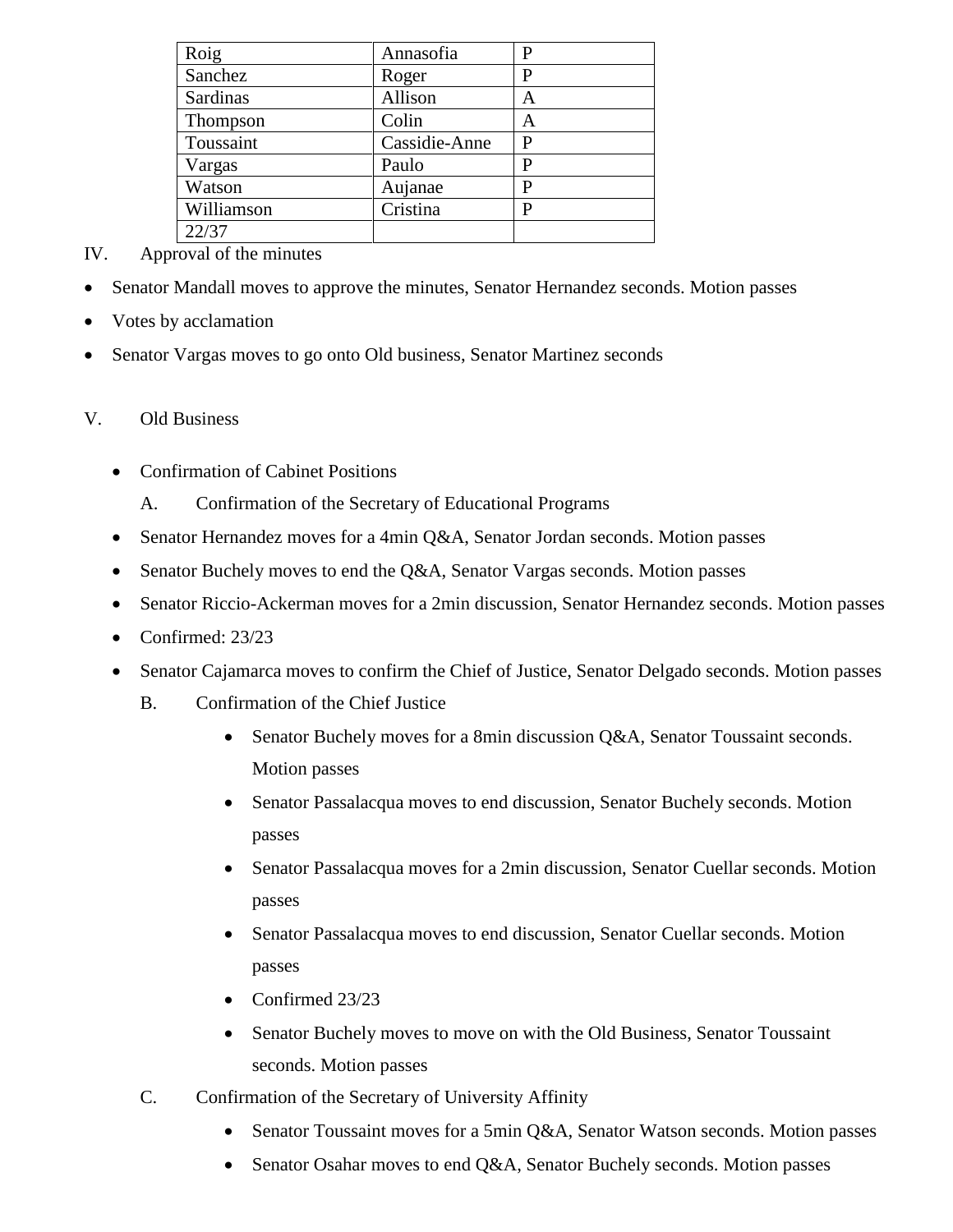| Roig | Annasofia | P |
|---|---|---|
| Sanchez | Roger | P |
| Sardinas | Allison | A |
| Thompson | Colin | A |
| Toussaint | Cassidie-Anne | P |
| Vargas | Paulo | P |
| Watson | Aujanae | P |
| Williamson | Cristina | P |
| 22/37 | | |

IV. Approval of the minutes

- Senator Mandall moves to approve the minutes, Senator Hernandez seconds. Motion passes
- Votes by acclamation
- Senator Vargas moves to go onto Old business, Senator Martinez seconds

V. Old Business

- Confirmation of Cabinet Positions
  - A. Confirmation of the Secretary of Educational Programs
- Senator Hernandez moves for a 4min Q&A, Senator Jordan seconds. Motion passes
- Senator Buchely moves to end the Q&A, Senator Vargas seconds. Motion passes
- Senator Riccio-Ackerman moves for a 2min discussion, Senator Hernandez seconds. Motion passes
- Confirmed: 23/23
- Senator Cajamarca moves to confirm the Chief of Justice, Senator Delgado seconds. Motion passes
  - B. Confirmation of the Chief Justice
    - Senator Buchely moves for a 8min discussion Q&A, Senator Toussaint seconds. Motion passes
    - Senator Passalacqua moves to end discussion, Senator Buchely seconds. Motion passes
    - Senator Passalacqua moves for a 2min discussion, Senator Cuellar seconds. Motion passes
    - Senator Passalacqua moves to end discussion, Senator Cuellar seconds. Motion passes
    - Confirmed 23/23
    - Senator Buchely moves to move on with the Old Business, Senator Toussaint seconds. Motion passes
  - C. Confirmation of the Secretary of University Affinity
    - Senator Toussaint moves for a 5min Q&A, Senator Watson seconds. Motion passes
    - Senator Osahar moves to end Q&A, Senator Buchely seconds. Motion passes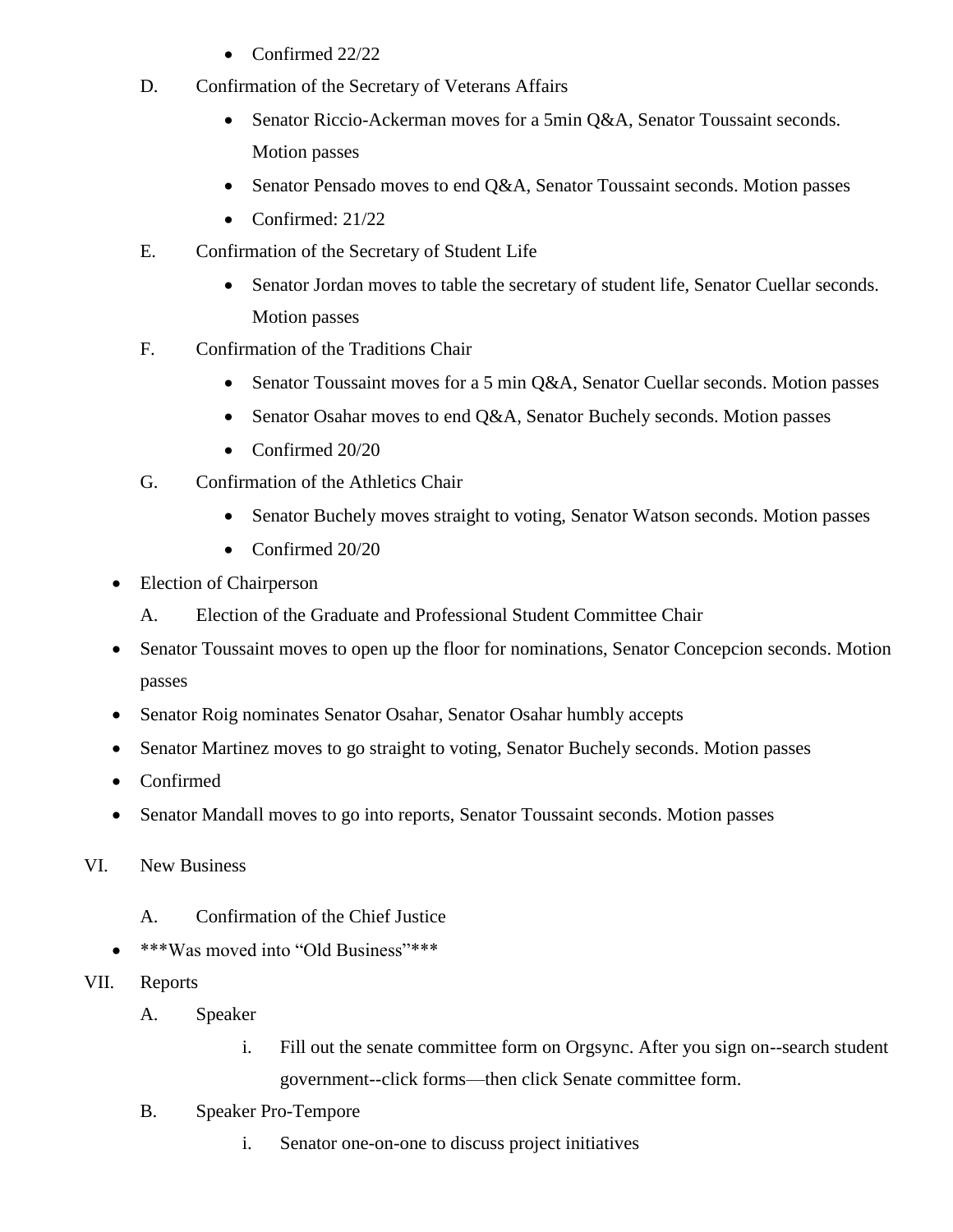- Confirmed 22/22

D. Confirmation of the Secretary of Veterans Affairs

- Senator Riccio-Ackerman moves for a 5min Q&A, Senator Toussaint seconds. Motion passes
- Senator Pensado moves to end Q&A, Senator Toussaint seconds. Motion passes
- Confirmed: 21/22

E. Confirmation of the Secretary of Student Life

- Senator Jordan moves to table the secretary of student life, Senator Cuellar seconds. Motion passes

F. Confirmation of the Traditions Chair

- Senator Toussaint moves for a 5 min Q&A, Senator Cuellar seconds. Motion passes
- Senator Osahar moves to end Q&A, Senator Buchely seconds. Motion passes
- Confirmed 20/20

G. Confirmation of the Athletics Chair

- Senator Buchely moves straight to voting, Senator Watson seconds. Motion passes
- Confirmed 20/20

- Election of Chairperson

  A. Election of the Graduate and Professional Student Committee Chair

- Senator Toussaint moves to open up the floor for nominations, Senator Concepcion seconds. Motion passes
- Senator Roig nominates Senator Osahar, Senator Osahar humbly accepts
- Senator Martinez moves to go straight to voting, Senator Buchely seconds. Motion passes
- Confirmed
- Senator Mandall moves to go into reports, Senator Toussaint seconds. Motion passes

VI. New Business

A. Confirmation of the Chief Justice

- ***Was moved into "Old Business"***

VII. Reports

A. Speaker

i. Fill out the senate committee form on Orgsync. After you sign on--search student government--click forms—then click Senate committee form.

B. Speaker Pro-Tempore

i. Senator one-on-one to discuss project initiatives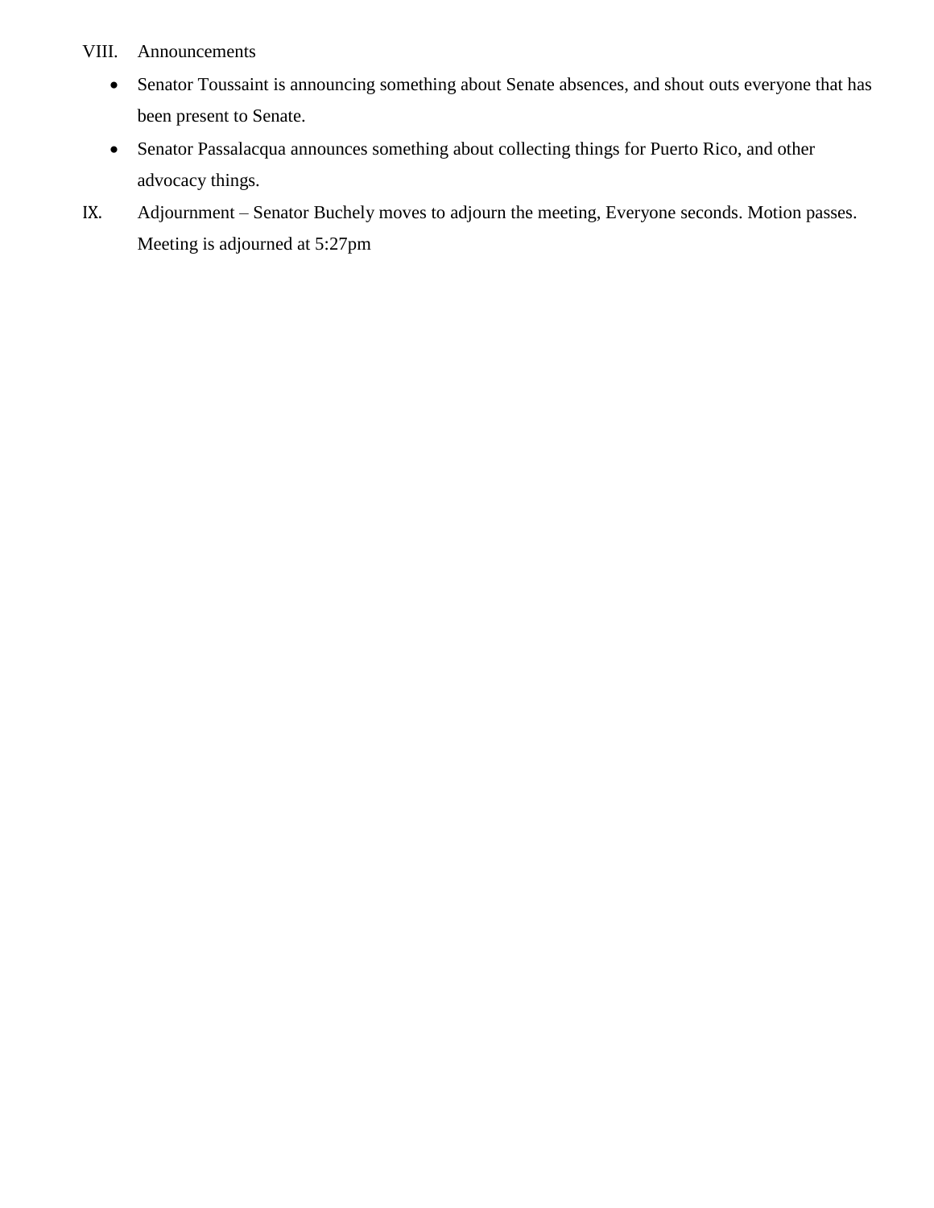VIII. Announcements

- Senator Toussaint is announcing something about Senate absences, and shout outs everyone that has been present to Senate.
- Senator Passalacqua announces something about collecting things for Puerto Rico, and other advocacy things.

IX. Adjournment – Senator Buchely moves to adjourn the meeting, Everyone seconds. Motion passes. Meeting is adjourned at 5:27pm